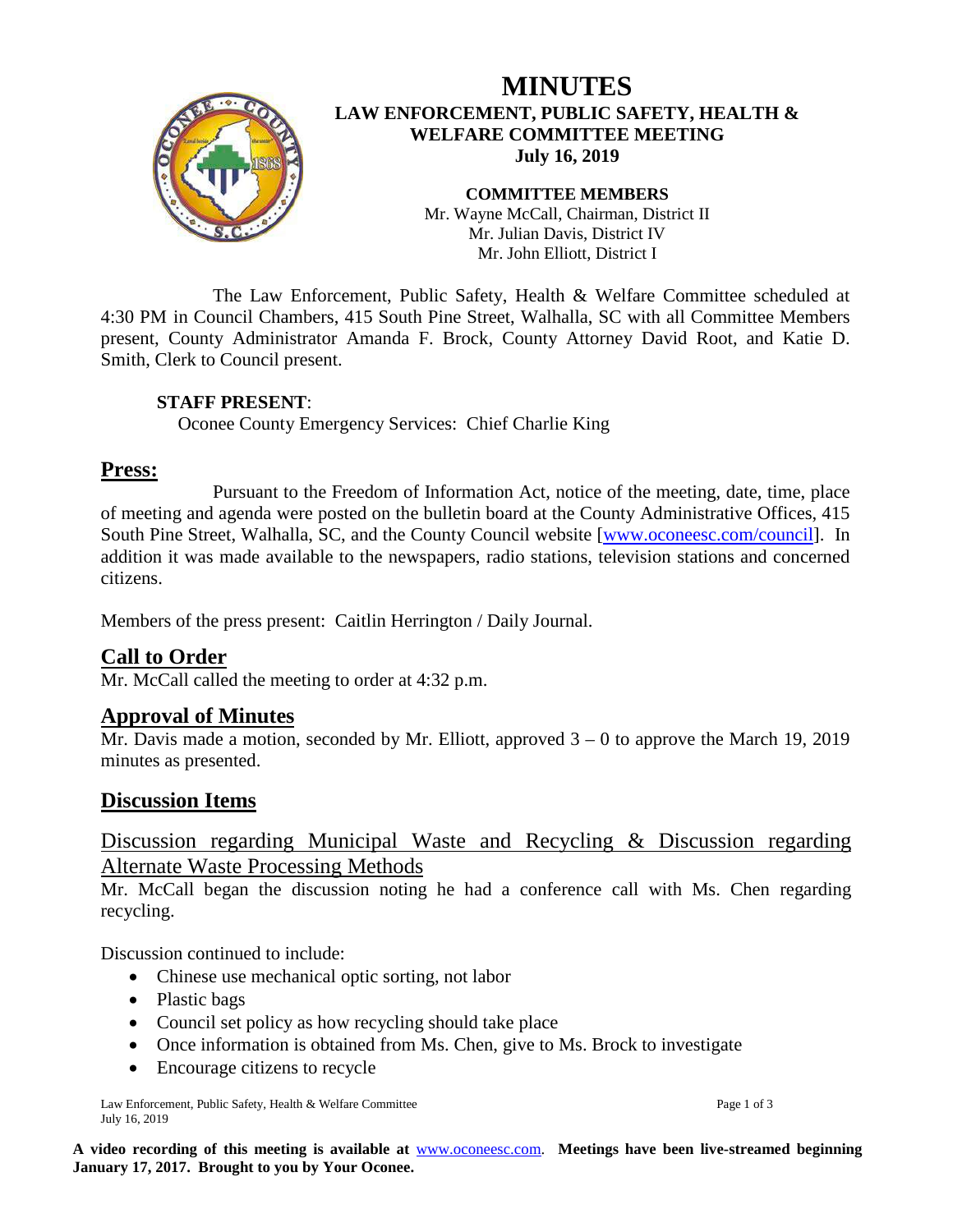# MINUTES

## LAW ENFORCEMENT, PUBLIC SAFETY, HEALTH & WELFARE COMMITTEE MEETING

**July 16, 2019**

**COMMITTEE MEMBERS**

Mr. Wayne McCall, Chairman, District II
Mr. Julian Davis, District IV
Mr. John Elliott, District I

The Law Enforcement, Public Safety, Health & Welfare Committee scheduled at 4:30 PM in Council Chambers, 415 South Pine Street, Walhalla, SC with all Committee Members present, County Administrator Amanda F. Brock, County Attorney David Root, and Katie D. Smith, Clerk to Council present.

**STAFF PRESENT**:
Oconee County Emergency Services: Chief Charlie King

## Press:

Pursuant to the Freedom of Information Act, notice of the meeting, date, time, place of meeting and agenda were posted on the bulletin board at the County Administrative Offices, 415 South Pine Street, Walhalla, SC, and the County Council website [www.oconeesc.com/council]. In addition it was made available to the newspapers, radio stations, television stations and concerned citizens.

Members of the press present: Caitlin Herrington / Daily Journal.

## Call to Order

Mr. McCall called the meeting to order at 4:32 p.m.

## Approval of Minutes

Mr. Davis made a motion, seconded by Mr. Elliott, approved 3 – 0 to approve the March 19, 2019 minutes as presented.

## Discussion Items

### Discussion regarding Municipal Waste and Recycling & Discussion regarding Alternate Waste Processing Methods

Mr. McCall began the discussion noting he had a conference call with Ms. Chen regarding recycling.

Discussion continued to include:

- Chinese use mechanical optic sorting, not labor
- Plastic bags
- Council set policy as how recycling should take place
- Once information is obtained from Ms. Chen, give to Ms. Brock to investigate
- Encourage citizens to recycle

**A video recording of this meeting is available at** www.oconeesc.com. **Meetings have been live-streamed beginning January 17, 2017. Brought to you by Your Oconee.**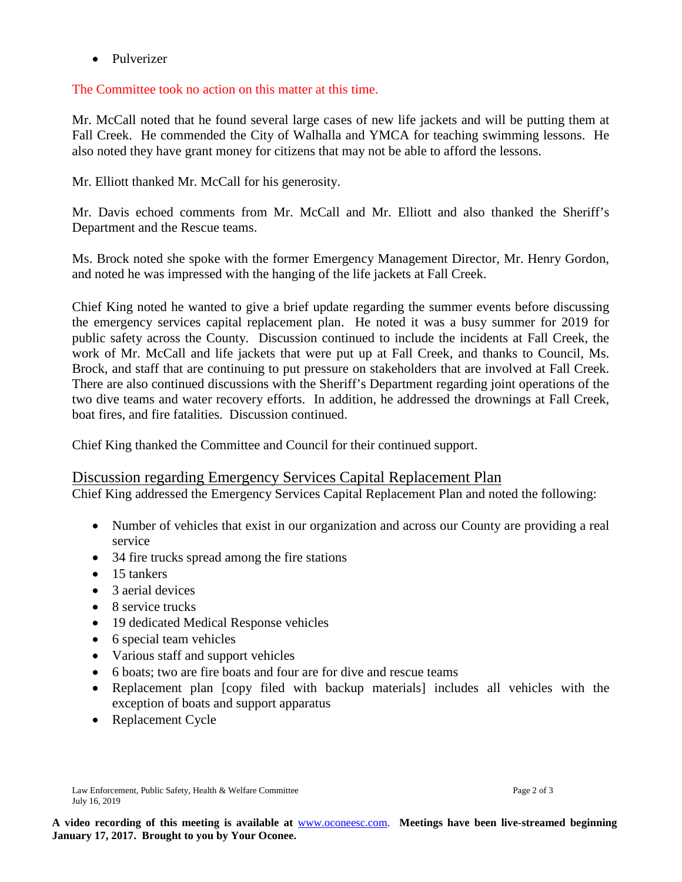- Pulverizer

The Committee took no action on this matter at this time.

Mr. McCall noted that he found several large cases of new life jackets and will be putting them at Fall Creek. He commended the City of Walhalla and YMCA for teaching swimming lessons. He also noted they have grant money for citizens that may not be able to afford the lessons.

Mr. Elliott thanked Mr. McCall for his generosity.

Mr. Davis echoed comments from Mr. McCall and Mr. Elliott and also thanked the Sheriff's Department and the Rescue teams.

Ms. Brock noted she spoke with the former Emergency Management Director, Mr. Henry Gordon, and noted he was impressed with the hanging of the life jackets at Fall Creek.

Chief King noted he wanted to give a brief update regarding the summer events before discussing the emergency services capital replacement plan. He noted it was a busy summer for 2019 for public safety across the County. Discussion continued to include the incidents at Fall Creek, the work of Mr. McCall and life jackets that were put up at Fall Creek, and thanks to Council, Ms. Brock, and staff that are continuing to put pressure on stakeholders that are involved at Fall Creek. There are also continued discussions with the Sheriff's Department regarding joint operations of the two dive teams and water recovery efforts. In addition, he addressed the drownings at Fall Creek, boat fires, and fire fatalities. Discussion continued.

Chief King thanked the Committee and Council for their continued support.

## Discussion regarding Emergency Services Capital Replacement Plan

Chief King addressed the Emergency Services Capital Replacement Plan and noted the following:

- Number of vehicles that exist in our organization and across our County are providing a real service
- 34 fire trucks spread among the fire stations
- 15 tankers
- 3 aerial devices
- 8 service trucks
- 19 dedicated Medical Response vehicles
- 6 special team vehicles
- Various staff and support vehicles
- 6 boats; two are fire boats and four are for dive and rescue teams
- Replacement plan [copy filed with backup materials] includes all vehicles with the exception of boats and support apparatus
- Replacement Cycle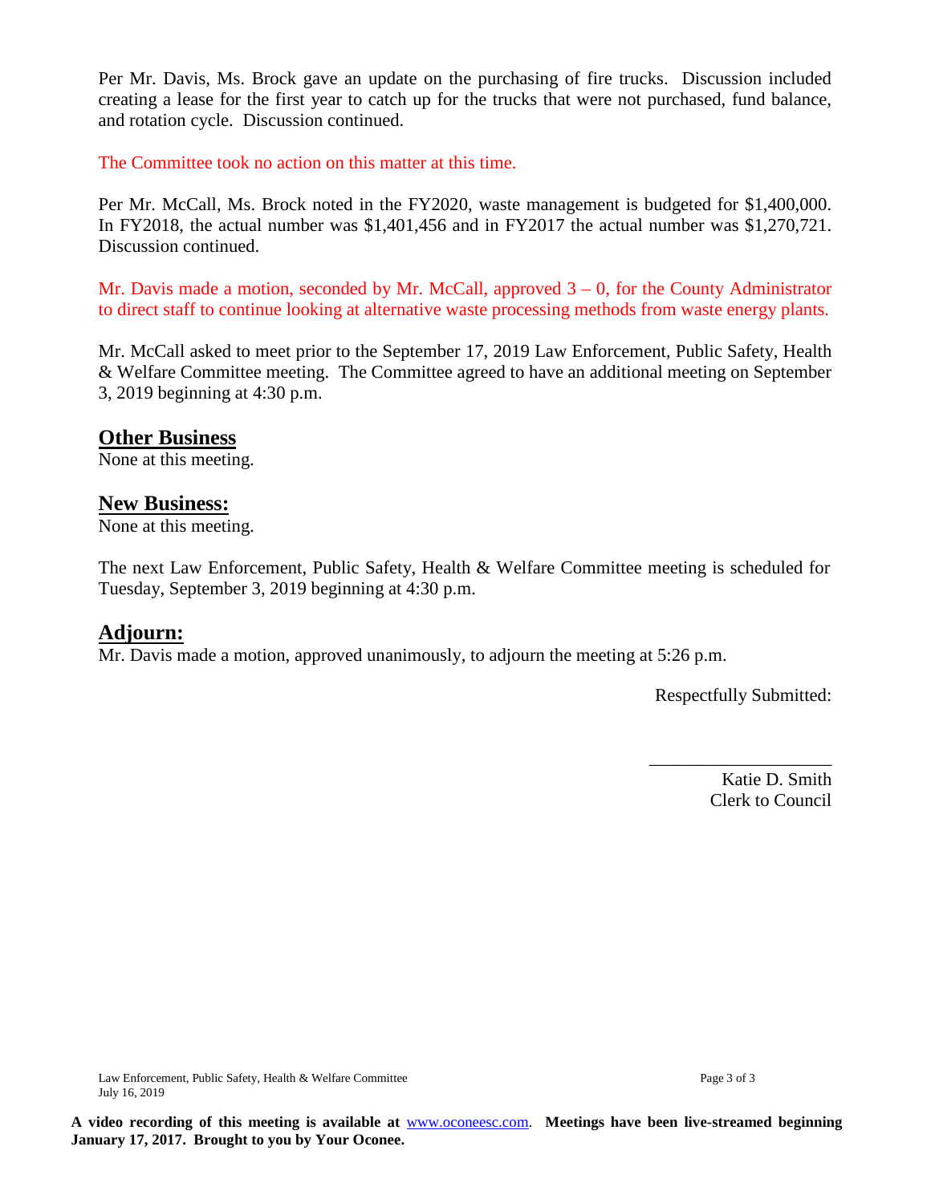Per Mr. Davis, Ms. Brock gave an update on the purchasing of fire trucks. Discussion included creating a lease for the first year to catch up for the trucks that were not purchased, fund balance, and rotation cycle. Discussion continued.

The Committee took no action on this matter at this time.

Per Mr. McCall, Ms. Brock noted in the FY2020, waste management is budgeted for $1,400,000. In FY2018, the actual number was $1,401,456 and in FY2017 the actual number was $1,270,721. Discussion continued.

Mr. Davis made a motion, seconded by Mr. McCall, approved 3 – 0, for the County Administrator to direct staff to continue looking at alternative waste processing methods from waste energy plants.

Mr. McCall asked to meet prior to the September 17, 2019 Law Enforcement, Public Safety, Health & Welfare Committee meeting. The Committee agreed to have an additional meeting on September 3, 2019 beginning at 4:30 p.m.

## Other Business

None at this meeting.

## New Business:

None at this meeting.

The next Law Enforcement, Public Safety, Health & Welfare Committee meeting is scheduled for Tuesday, September 3, 2019 beginning at 4:30 p.m.

## Adjourn:

Mr. Davis made a motion, approved unanimously, to adjourn the meeting at 5:26 p.m.

Respectfully Submitted:

\_\_\_\_\_\_\_\_\_\_\_\_\_\_\_\_\_\_\_\_

Katie D. Smith
Clerk to Council

**A video recording of this meeting is available at** www.oconeesc.com. **Meetings have been live-streamed beginning January 17, 2017. Brought to you by Your Oconee.**